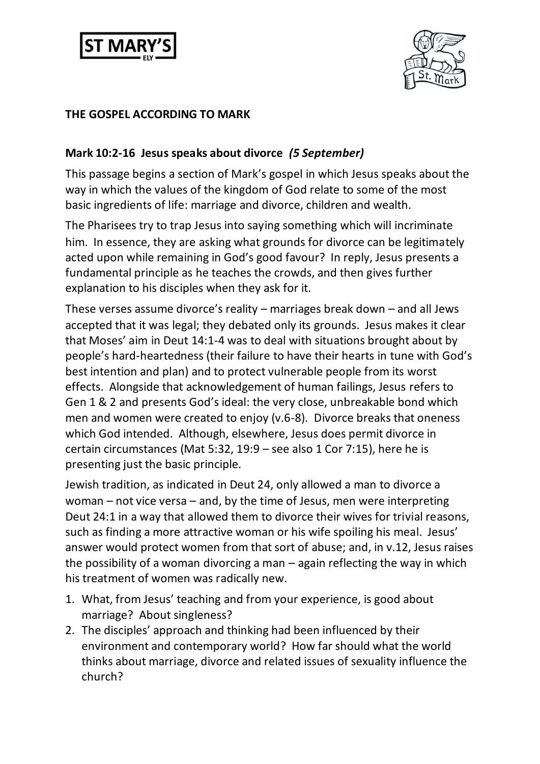ST MARY'S ELY

**THE GOSPEL ACCORDING TO MARK**

**Mark 10:2-16 Jesus speaks about divorce** ***(5 September)***

This passage begins a section of Mark's gospel in which Jesus speaks about the way in which the values of the kingdom of God relate to some of the most basic ingredients of life: marriage and divorce, children and wealth.

The Pharisees try to trap Jesus into saying something which will incriminate him. In essence, they are asking what grounds for divorce can be legitimately acted upon while remaining in God's good favour? In reply, Jesus presents a fundamental principle as he teaches the crowds, and then gives further explanation to his disciples when they ask for it.

These verses assume divorce's reality – marriages break down – and all Jews accepted that it was legal; they debated only its grounds. Jesus makes it clear that Moses' aim in Deut 14:1-4 was to deal with situations brought about by people's hard-heartedness (their failure to have their hearts in tune with God's best intention and plan) and to protect vulnerable people from its worst effects. Alongside that acknowledgement of human failings, Jesus refers to Gen 1 & 2 and presents God's ideal: the very close, unbreakable bond which men and women were created to enjoy (v.6-8). Divorce breaks that oneness which God intended. Although, elsewhere, Jesus does permit divorce in certain circumstances (Mat 5:32, 19:9 – see also 1 Cor 7:15), here he is presenting just the basic principle.

Jewish tradition, as indicated in Deut 24, only allowed a man to divorce a woman – not vice versa – and, by the time of Jesus, men were interpreting Deut 24:1 in a way that allowed them to divorce their wives for trivial reasons, such as finding a more attractive woman or his wife spoiling his meal. Jesus' answer would protect women from that sort of abuse; and, in v.12, Jesus raises the possibility of a woman divorcing a man – again reflecting the way in which his treatment of women was radically new.

1. What, from Jesus' teaching and from your experience, is good about marriage? About singleness?
2. The disciples' approach and thinking had been influenced by their environment and contemporary world? How far should what the world thinks about marriage, divorce and related issues of sexuality influence the church?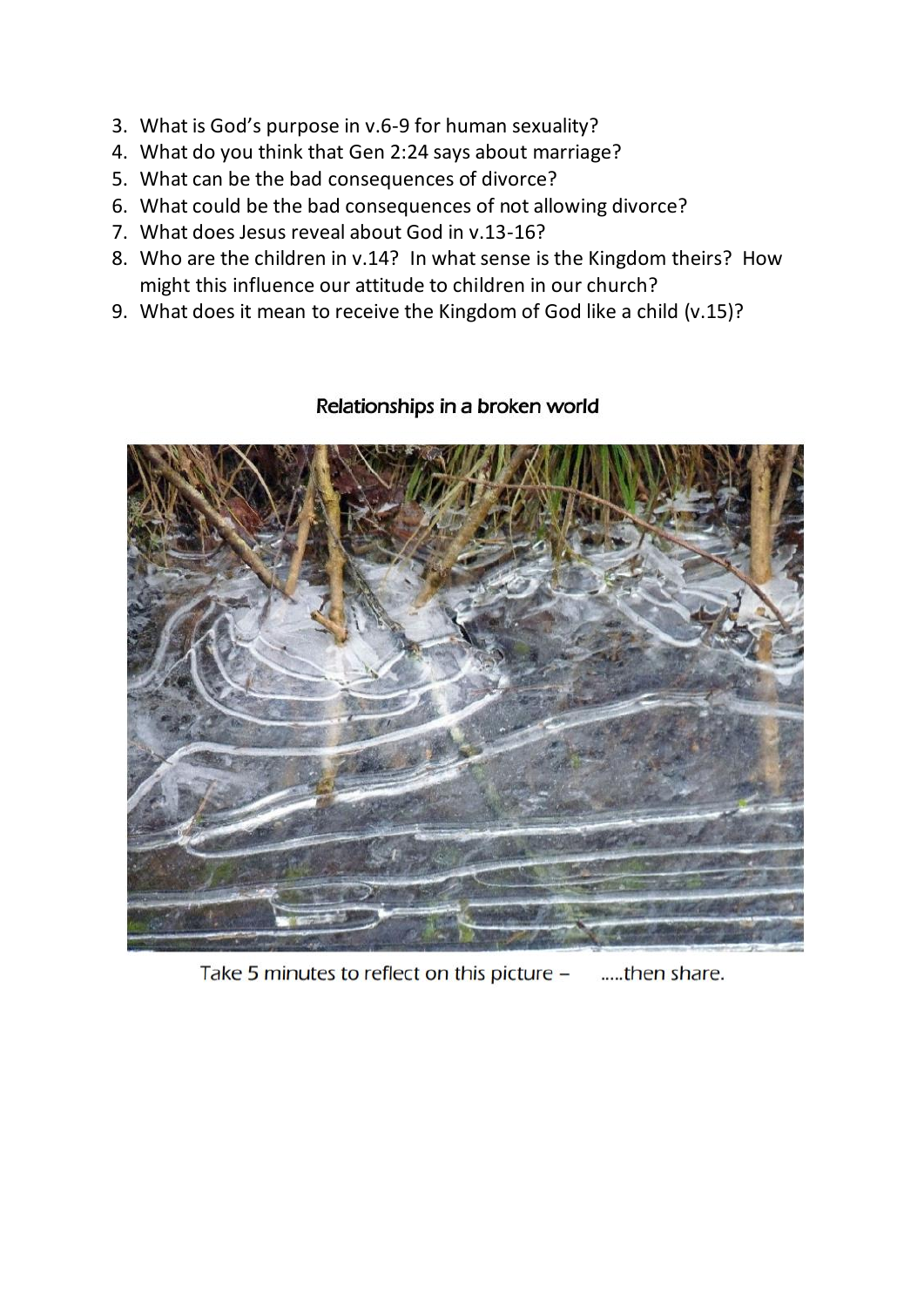3. What is God's purpose in v.6-9 for human sexuality?
4. What do you think that Gen 2:24 says about marriage?
5. What can be the bad consequences of divorce?
6. What could be the bad consequences of not allowing divorce?
7. What does Jesus reveal about God in v.13-16?
8. Who are the children in v.14? In what sense is the Kingdom theirs? How might this influence our attitude to children in our church?
9. What does it mean to receive the Kingdom of God like a child (v.15)?

## Relationships in a broken world

Take 5 minutes to reflect on this picture – .....then share.